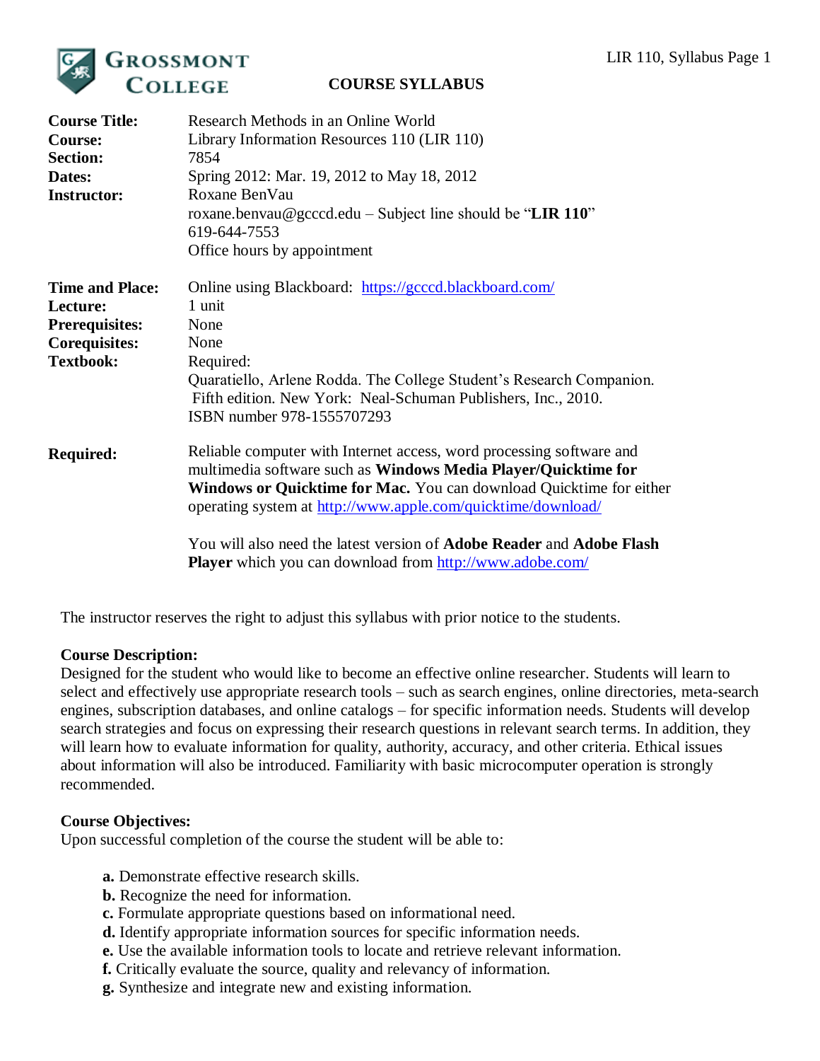# COURSE SYLLABUS

**Grossmont College**

| | |
|---|---|
| **Course Title:** | Research Methods in an Online World |
| **Course:** | Library Information Resources 110 (LIR 110) |
| **Section:** | 7854 |
| **Dates:** | Spring 2012: Mar. 19, 2012 to May 18, 2012 |
| **Instructor:** | Roxane BenVau<br>roxane.benvau@gcccd.edu – Subject line should be "**LIR 110**"<br>619-644-7553<br>Office hours by appointment |
| **Time and Place:** | Online using Blackboard: https://gcccd.blackboard.com/ |
| **Lecture:** | 1 unit |
| **Prerequisites:** | None |
| **Corequisites:** | None |
| **Textbook:** | Required:<br>Quaratiello, Arlene Rodda. The College Student's Research Companion. Fifth edition. New York: Neal-Schuman Publishers, Inc., 2010.<br>ISBN number 978-1555707293 |
| **Required:** | Reliable computer with Internet access, word processing software and multimedia software such as **Windows Media Player/Quicktime for Windows or Quicktime for Mac.** You can download Quicktime for either operating system at http://www.apple.com/quicktime/download/<br><br>You will also need the latest version of **Adobe Reader** and **Adobe Flash Player** which you can download from http://www.adobe.com/ |

The instructor reserves the right to adjust this syllabus with prior notice to the students.

**Course Description:**
Designed for the student who would like to become an effective online researcher. Students will learn to select and effectively use appropriate research tools – such as search engines, online directories, meta-search engines, subscription databases, and online catalogs – for specific information needs. Students will develop search strategies and focus on expressing their research questions in relevant search terms. In addition, they will learn how to evaluate information for quality, authority, accuracy, and other criteria. Ethical issues about information will also be introduced. Familiarity with basic microcomputer operation is strongly recommended.

**Course Objectives:**
Upon successful completion of the course the student will be able to:

**a.** Demonstrate effective research skills.
**b.** Recognize the need for information.
**c.** Formulate appropriate questions based on informational need.
**d.** Identify appropriate information sources for specific information needs.
**e.** Use the available information tools to locate and retrieve relevant information.
**f.** Critically evaluate the source, quality and relevancy of information.
**g.** Synthesize and integrate new and existing information.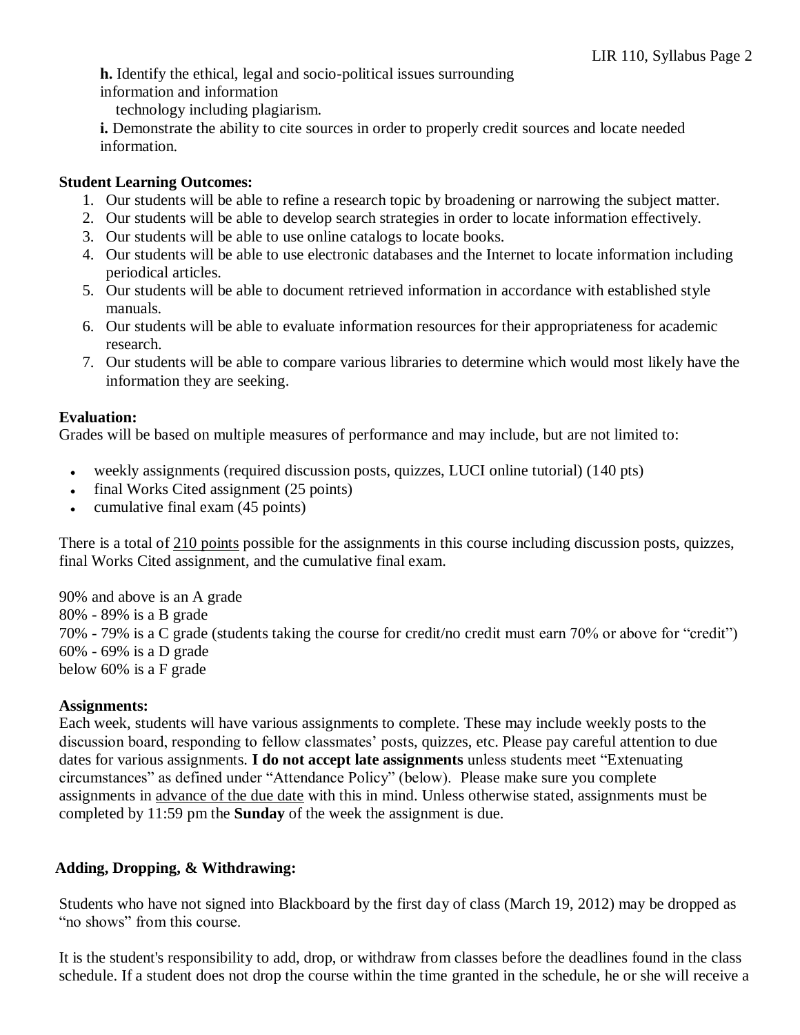**h.** Identify the ethical, legal and socio-political issues surrounding information and information technology including plagiarism.

**i.** Demonstrate the ability to cite sources in order to properly credit sources and locate needed information.

**Student Learning Outcomes:**

1. Our students will be able to refine a research topic by broadening or narrowing the subject matter.
2. Our students will be able to develop search strategies in order to locate information effectively.
3. Our students will be able to use online catalogs to locate books.
4. Our students will be able to use electronic databases and the Internet to locate information including periodical articles.
5. Our students will be able to document retrieved information in accordance with established style manuals.
6. Our students will be able to evaluate information resources for their appropriateness for academic research.
7. Our students will be able to compare various libraries to determine which would most likely have the information they are seeking.

**Evaluation:**

Grades will be based on multiple measures of performance and may include, but are not limited to:

- weekly assignments (required discussion posts, quizzes, LUCI online tutorial) (140 pts)
- final Works Cited assignment (25 points)
- cumulative final exam (45 points)

There is a total of 210 points possible for the assignments in this course including discussion posts, quizzes, final Works Cited assignment, and the cumulative final exam.

90% and above is an A grade
80% - 89% is a B grade
70% - 79% is a C grade (students taking the course for credit/no credit must earn 70% or above for "credit")
60% - 69% is a D grade
below 60% is a F grade

**Assignments:**

Each week, students will have various assignments to complete. These may include weekly posts to the discussion board, responding to fellow classmates' posts, quizzes, etc. Please pay careful attention to due dates for various assignments. **I do not accept late assignments** unless students meet "Extenuating circumstances" as defined under "Attendance Policy" (below). Please make sure you complete assignments in advance of the due date with this in mind. Unless otherwise stated, assignments must be completed by 11:59 pm the **Sunday** of the week the assignment is due.

**Adding, Dropping, & Withdrawing:**

Students who have not signed into Blackboard by the first day of class (March 19, 2012) may be dropped as "no shows" from this course.

It is the student's responsibility to add, drop, or withdraw from classes before the deadlines found in the class schedule. If a student does not drop the course within the time granted in the schedule, he or she will receive a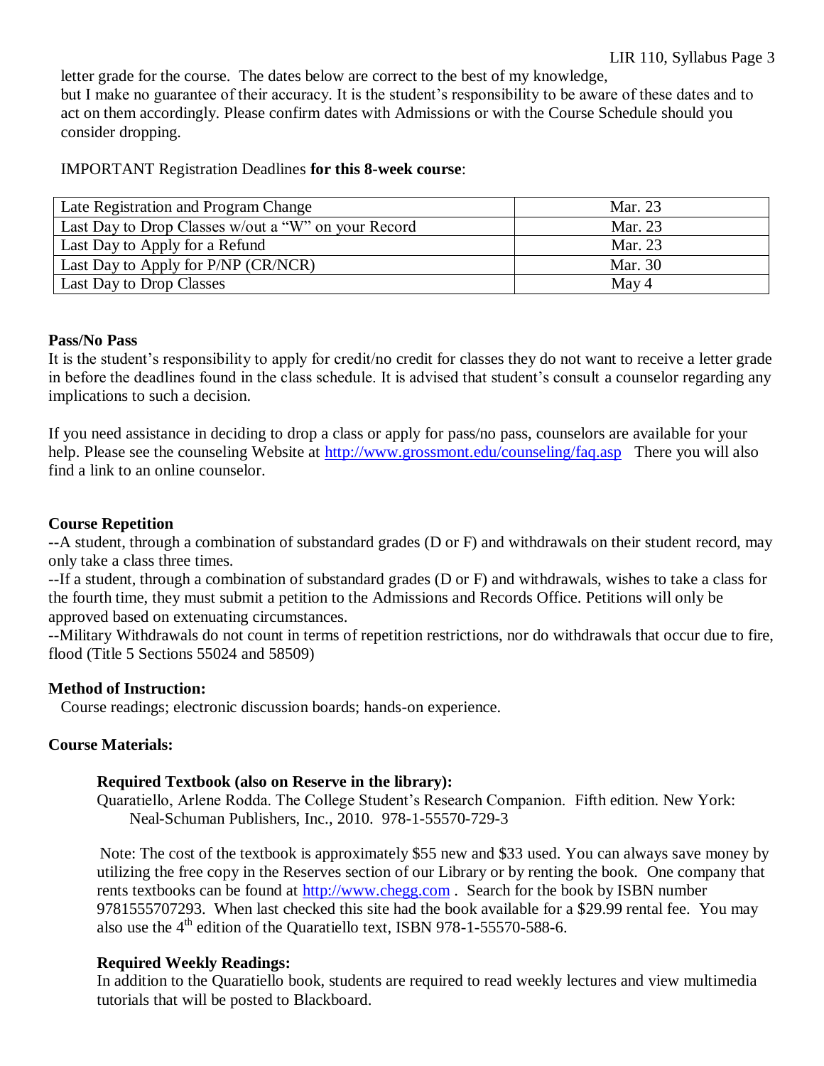letter grade for the course. The dates below are correct to the best of my knowledge, but I make no guarantee of their accuracy. It is the student's responsibility to be aware of these dates and to act on them accordingly. Please confirm dates with Admissions or with the Course Schedule should you consider dropping.

IMPORTANT Registration Deadlines **for this 8-week course**:

| | |
|---|---|
| Late Registration and Program Change | Mar. 23 |
| Last Day to Drop Classes w/out a "W" on your Record | Mar. 23 |
| Last Day to Apply for a Refund | Mar. 23 |
| Last Day to Apply for P/NP (CR/NCR) | Mar. 30 |
| Last Day to Drop Classes | May 4 |

**Pass/No Pass**

It is the student's responsibility to apply for credit/no credit for classes they do not want to receive a letter grade in before the deadlines found in the class schedule. It is advised that student's consult a counselor regarding any implications to such a decision.

If you need assistance in deciding to drop a class or apply for pass/no pass, counselors are available for your help. Please see the counseling Website at http://www.grossmont.edu/counseling/faq.asp There you will also find a link to an online counselor.

**Course Repetition**

--A student, through a combination of substandard grades (D or F) and withdrawals on their student record, may only take a class three times.

--If a student, through a combination of substandard grades (D or F) and withdrawals, wishes to take a class for the fourth time, they must submit a petition to the Admissions and Records Office. Petitions will only be approved based on extenuating circumstances.

--Military Withdrawals do not count in terms of repetition restrictions, nor do withdrawals that occur due to fire, flood (Title 5 Sections 55024 and 58509)

**Method of Instruction:**

Course readings; electronic discussion boards; hands-on experience.

**Course Materials:**

**Required Textbook (also on Reserve in the library):**

Quaratiello, Arlene Rodda. The College Student's Research Companion. Fifth edition. New York: Neal-Schuman Publishers, Inc., 2010. 978-1-55570-729-3

Note: The cost of the textbook is approximately $55 new and $33 used. You can always save money by utilizing the free copy in the Reserves section of our Library or by renting the book. One company that rents textbooks can be found at http://www.chegg.com . Search for the book by ISBN number 9781555707293. When last checked this site had the book available for a $29.99 rental fee. You may also use the 4th edition of the Quaratiello text, ISBN 978-1-55570-588-6.

**Required Weekly Readings:**

In addition to the Quaratiello book, students are required to read weekly lectures and view multimedia tutorials that will be posted to Blackboard.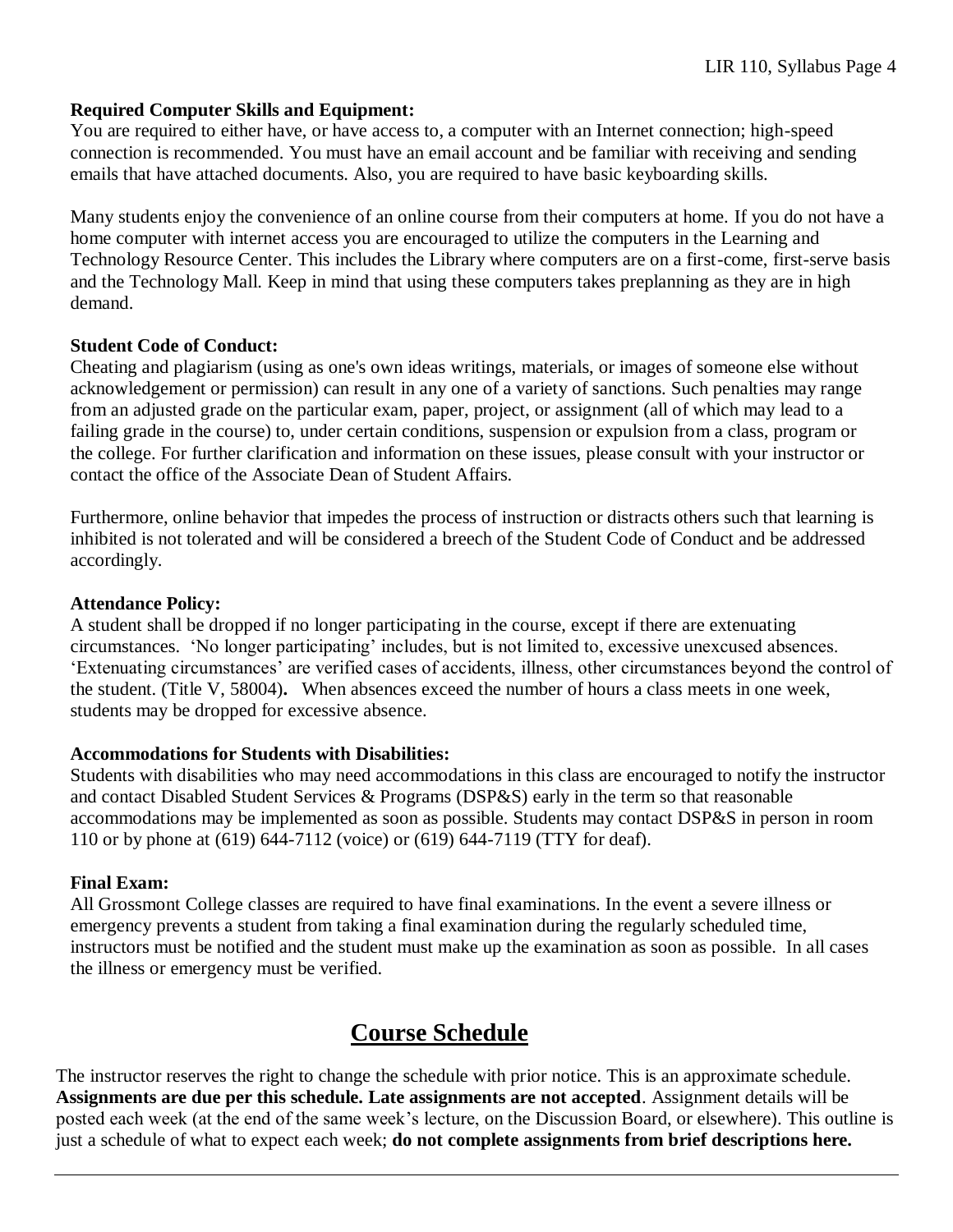**Required Computer Skills and Equipment:**
You are required to either have, or have access to, a computer with an Internet connection; high-speed connection is recommended. You must have an email account and be familiar with receiving and sending emails that have attached documents. Also, you are required to have basic keyboarding skills.

Many students enjoy the convenience of an online course from their computers at home. If you do not have a home computer with internet access you are encouraged to utilize the computers in the Learning and Technology Resource Center. This includes the Library where computers are on a first-come, first-serve basis and the Technology Mall. Keep in mind that using these computers takes preplanning as they are in high demand.

**Student Code of Conduct:**
Cheating and plagiarism (using as one's own ideas writings, materials, or images of someone else without acknowledgement or permission) can result in any one of a variety of sanctions. Such penalties may range from an adjusted grade on the particular exam, paper, project, or assignment (all of which may lead to a failing grade in the course) to, under certain conditions, suspension or expulsion from a class, program or the college. For further clarification and information on these issues, please consult with your instructor or contact the office of the Associate Dean of Student Affairs.

Furthermore, online behavior that impedes the process of instruction or distracts others such that learning is inhibited is not tolerated and will be considered a breech of the Student Code of Conduct and be addressed accordingly.

**Attendance Policy:**
A student shall be dropped if no longer participating in the course, except if there are extenuating circumstances. 'No longer participating' includes, but is not limited to, excessive unexcused absences. 'Extenuating circumstances' are verified cases of accidents, illness, other circumstances beyond the control of the student. (Title V, 58004)**.** When absences exceed the number of hours a class meets in one week, students may be dropped for excessive absence.

**Accommodations for Students with Disabilities:**
Students with disabilities who may need accommodations in this class are encouraged to notify the instructor and contact Disabled Student Services & Programs (DSP&S) early in the term so that reasonable accommodations may be implemented as soon as possible. Students may contact DSP&S in person in room 110 or by phone at (619) 644-7112 (voice) or (619) 644-7119 (TTY for deaf).

**Final Exam:**
All Grossmont College classes are required to have final examinations. In the event a severe illness or emergency prevents a student from taking a final examination during the regularly scheduled time, instructors must be notified and the student must make up the examination as soon as possible. In all cases the illness or emergency must be verified.

## Course Schedule

The instructor reserves the right to change the schedule with prior notice. This is an approximate schedule. **Assignments are due per this schedule. Late assignments are not accepted**. Assignment details will be posted each week (at the end of the same week's lecture, on the Discussion Board, or elsewhere). This outline is just a schedule of what to expect each week; **do not complete assignments from brief descriptions here.**

---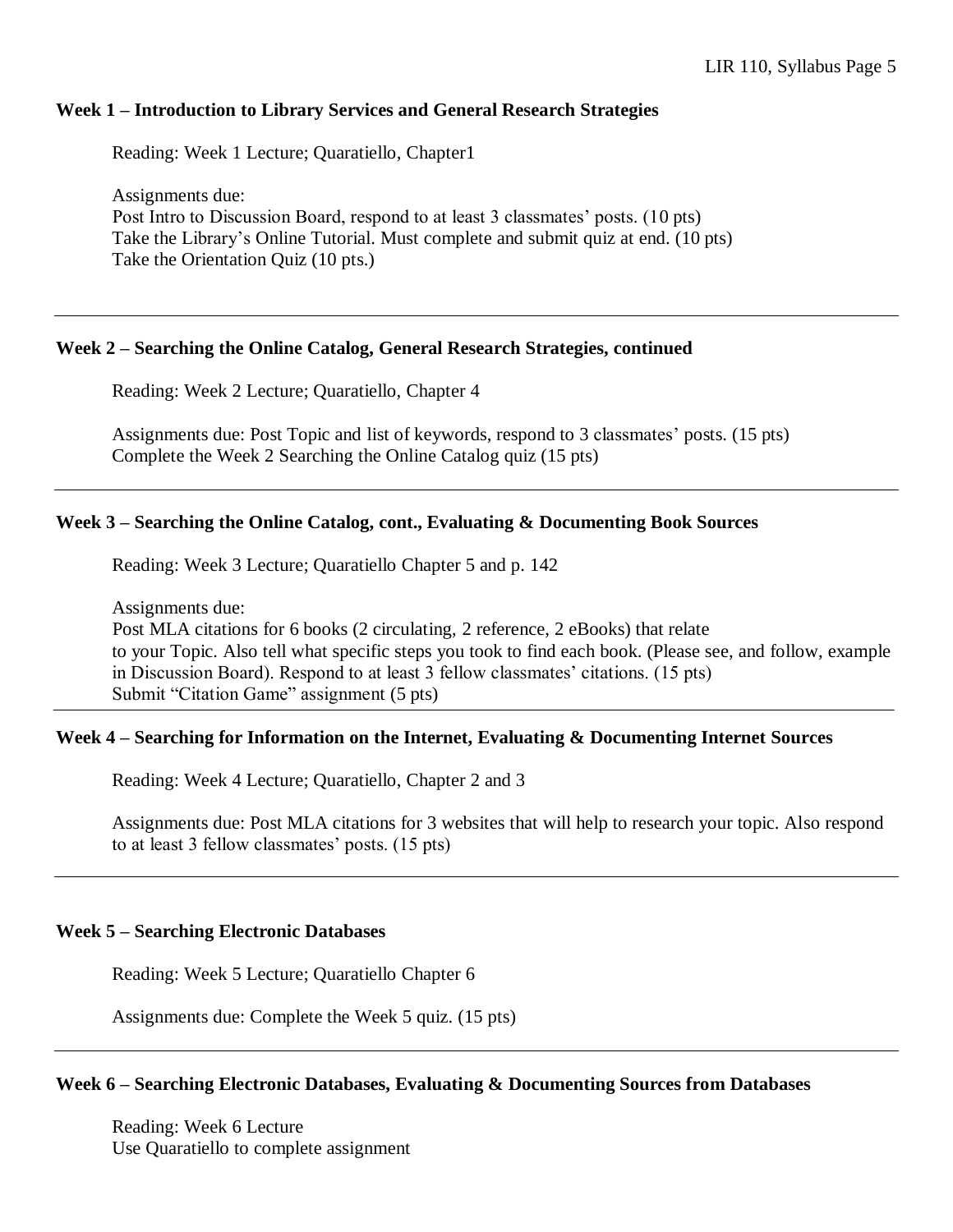### Week 1 – Introduction to Library Services and General Research Strategies

Reading: Week 1 Lecture; Quaratiello, Chapter1

Assignments due:
Post Intro to Discussion Board, respond to at least 3 classmates' posts. (10 pts)
Take the Library's Online Tutorial. Must complete and submit quiz at end. (10 pts)
Take the Orientation Quiz (10 pts.)

---

### Week 2 – Searching the Online Catalog, General Research Strategies, continued

Reading: Week 2 Lecture; Quaratiello, Chapter 4

Assignments due: Post Topic and list of keywords, respond to 3 classmates' posts. (15 pts)
Complete the Week 2 Searching the Online Catalog quiz (15 pts)

---

### Week 3 – Searching the Online Catalog, cont., Evaluating & Documenting Book Sources

Reading: Week 3 Lecture; Quaratiello Chapter 5 and p. 142

Assignments due:
Post MLA citations for 6 books (2 circulating, 2 reference, 2 eBooks) that relate to your Topic. Also tell what specific steps you took to find each book. (Please see, and follow, example in Discussion Board). Respond to at least 3 fellow classmates' citations. (15 pts)
Submit "Citation Game" assignment (5 pts)

---

### Week 4 – Searching for Information on the Internet, Evaluating & Documenting Internet Sources

Reading: Week 4 Lecture; Quaratiello, Chapter 2 and 3

Assignments due: Post MLA citations for 3 websites that will help to research your topic. Also respond to at least 3 fellow classmates' posts. (15 pts)

---

### Week 5 – Searching Electronic Databases

Reading: Week 5 Lecture; Quaratiello Chapter 6

Assignments due: Complete the Week 5 quiz. (15 pts)

---

### Week 6 – Searching Electronic Databases, Evaluating & Documenting Sources from Databases

Reading: Week 6 Lecture
Use Quaratiello to complete assignment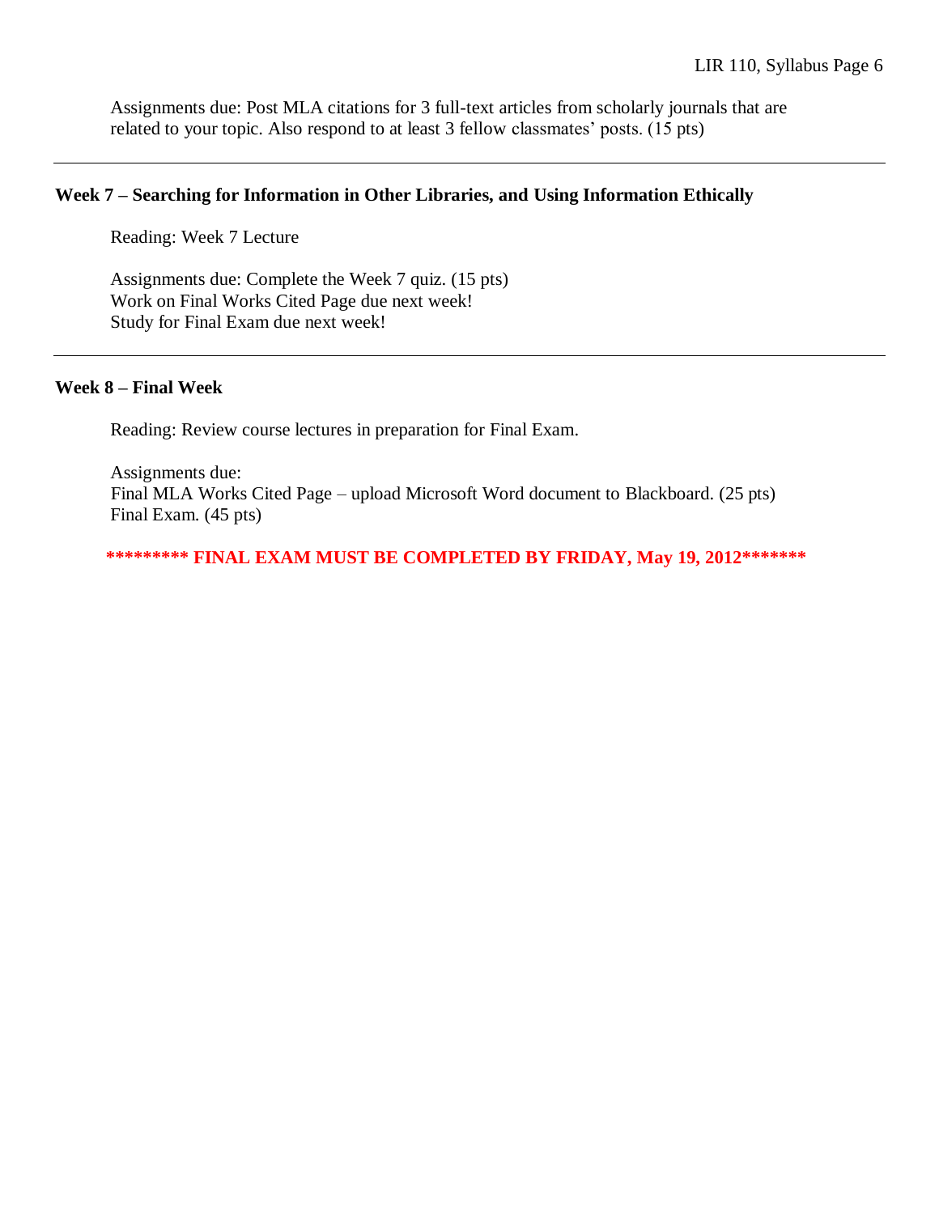Assignments due: Post MLA citations for 3 full-text articles from scholarly journals that are related to your topic. Also respond to at least 3 fellow classmates' posts. (15 pts)

---

### Week 7 – Searching for Information in Other Libraries, and Using Information Ethically

Reading: Week 7 Lecture

Assignments due: Complete the Week 7 quiz. (15 pts)
Work on Final Works Cited Page due next week!
Study for Final Exam due next week!

---

### Week 8 – Final Week

Reading: Review course lectures in preparation for Final Exam.

Assignments due:
Final MLA Works Cited Page – upload Microsoft Word document to Blackboard. (25 pts)
Final Exam. (45 pts)

**\*\*\*\*\*\*\*\*\* FINAL EXAM MUST BE COMPLETED BY FRIDAY, May 19, 2012\*\*\*\*\*\*\***